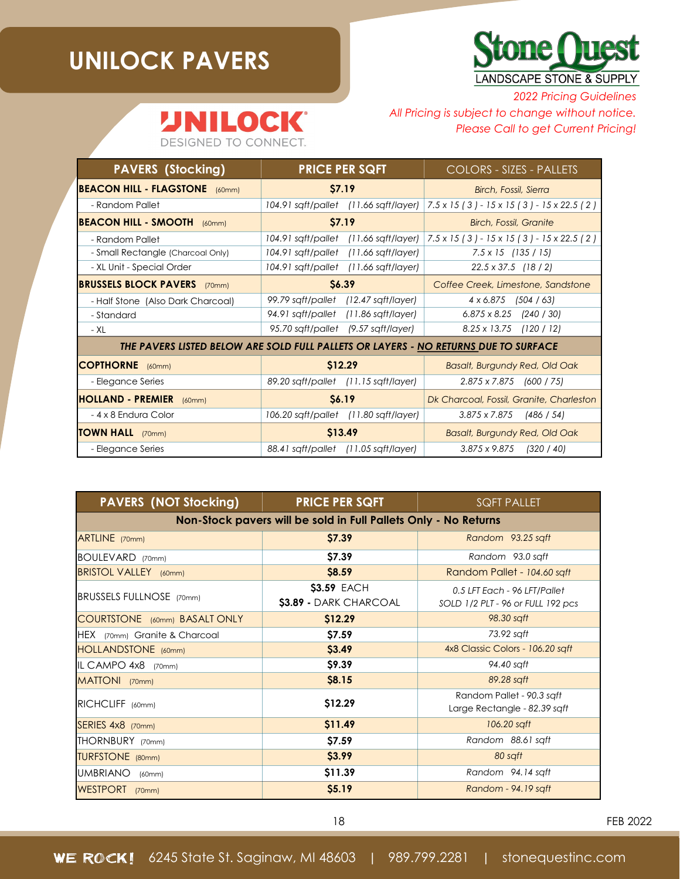# UNILOCK PAVERS

Stone Quest
LANDSCAPE STONE & SUPPLY

*2022 Pricing Guidelines*
*All Pricing is subject to change without notice.*
*Please Call to get Current Pricing!*

UNILOCK
DESIGNED TO CONNECT.

| PAVERS (Stocking) | PRICE PER SQFT | COLORS - SIZES - PALLETS |
|---|---|---|
| **BEACON HILL - FLAGSTONE** (60mm) | **$7.19** | *Birch, Fossil, Sierra* |
| - Random Pallet | *104.91 sqft/pallet (11.66 sqft/layer)* | *7.5 x 15 ( 3 ) - 15 x 15 ( 3 ) - 15 x 22.5 ( 2 )* |
| **BEACON HILL - SMOOTH** (60mm) | **$7.19** | *Birch, Fossil, Granite* |
| - Random Pallet | *104.91 sqft/pallet (11.66 sqft/layer)* | *7.5 x 15 ( 3 ) - 15 x 15 ( 3 ) - 15 x 22.5 ( 2 )* |
| - Small Rectangle (Charcoal Only) | *104.91 sqft/pallet (11.66 sqft/layer)* | *7.5 x 15 (135 / 15)* |
| - XL Unit - Special Order | *104.91 sqft/pallet (11.66 sqft/layer)* | *22.5 x 37.5 (18 / 2)* |
| **BRUSSELS BLOCK PAVERS** (70mm) | **$6.39** | *Coffee Creek, Limestone, Sandstone* |
| - Half Stone (Also Dark Charcoal) | *99.79 sqft/pallet (12.47 sqft/layer)* | *4 x 6.875 (504 / 63)* |
| - Standard | *94.91 sqft/pallet (11.86 sqft/layer)* | *6.875 x 8.25 (240 / 30)* |
| - XL | *95.70 sqft/pallet (9.57 sqft/layer)* | *8.25 x 13.75 (120 / 12)* |
| ***THE PAVERS LISTED BELOW ARE SOLD FULL PALLETS OR LAYERS - NO RETURNS DUE TO SURFACE*** | | |
| **COPTHORNE** (60mm) | **$12.29** | *Basalt, Burgundy Red, Old Oak* |
| - Elegance Series | *89.20 sqft/pallet (11.15 sqft/layer)* | *2.875 x 7.875 (600 / 75)* |
| **HOLLAND - PREMIER** (60mm) | **$6.19** | *Dk Charcoal, Fossil, Granite, Charleston* |
| - 4 x 8 Endura Color | *106.20 sqft/pallet (11.80 sqft/layer)* | *3.875 x 7.875 (486 / 54)* |
| **TOWN HALL** (70mm) | **$13.49** | *Basalt, Burgundy Red, Old Oak* |
| - Elegance Series | *88.41 sqft/pallet (11.05 sqft/layer)* | *3.875 x 9.875 (320 / 40)* |

| PAVERS (NOT Stocking) | PRICE PER SQFT | SQFT PALLET |
|---|---|---|
| **Non-Stock pavers will be sold in Full Pallets Only - No Returns** | | |
| ARTLINE (70mm) | **$7.39** | *Random 93.25 sqft* |
| BOULEVARD (70mm) | **$7.39** | *Random 93.0 sqft* |
| BRISTOL VALLEY (60mm) | **$8.59** | Random Pallet - *104.60 sqft* |
| BRUSSELS FULLNOSE (70mm) | **$3.59** EACH<br>**$3.89** - DARK CHARCOAL | *0.5 LFT Each - 96 LFT/Pallet*<br>*SOLD 1/2 PLT - 96 or FULL 192 pcs* |
| COURTSTONE (60mm) BASALT ONLY | **$12.29** | *98.30 sqft* |
| HEX (70mm) Granite & Charcoal | **$7.59** | *73.92 sqft* |
| HOLLANDSTONE (60mm) | **$3.49** | *4x8 Classic Colors - 106.20 sqft* |
| IL CAMPO 4x8 (70mm) | **$9.39** | *94.40 sqft* |
| MATTONI (70mm) | **$8.15** | *89.28 sqft* |
| RICHCLIFF (60mm) | **$12.29** | Random Pallet - 90.3 sqft<br>Large Rectangle - 82.39 sqft |
| SERIES 4x8 (70mm) | **$11.49** | *106.20 sqft* |
| THORNBURY (70mm) | **$7.59** | *Random 88.61 sqft* |
| TURFSTONE (80mm) | **$3.99** | *80 sqft* |
| UMBRIANO (60mm) | **$11.39** | *Random 94.14 sqft* |
| WESTPORT (70mm) | **$5.19** | *Random - 94.19 sqft* |

FEB 2022

WE ROCK! 6245 State St. Saginaw, MI 48603 | 989.799.2281 | stonequestinc.com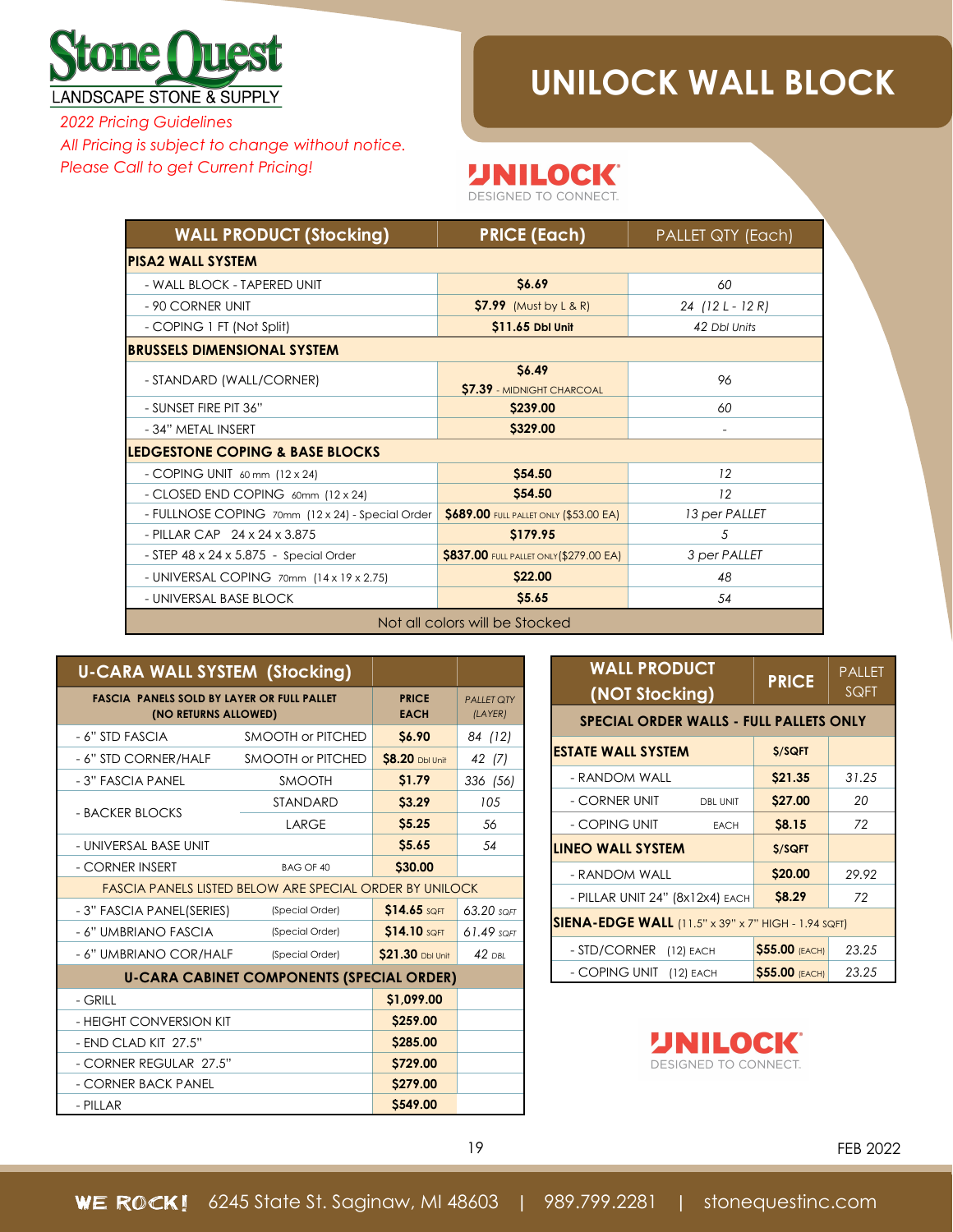Stone Quest
LANDSCAPE STONE & SUPPLY

*2022 Pricing Guidelines*
*All Pricing is subject to change without notice.*
*Please Call to get Current Pricing!*

# UNILOCK WALL BLOCK

UNILOCK
DESIGNED TO CONNECT.

| WALL PRODUCT (Stocking) | PRICE (Each) | PALLET QTY (Each) |
|---|---|---|
| **PISA2 WALL SYSTEM** | | |
| - WALL BLOCK - TAPERED UNIT | **$6.69** | *60* |
| - 90 CORNER UNIT | **$7.99** (Must by L & R) | *24 (12 L - 12 R)* |
| - COPING 1 FT (Not Split) | **$11.65 Dbl Unit** | *42 Dbl Units* |
| **BRUSSELS DIMENSIONAL SYSTEM** | | |
| - STANDARD (WALL/CORNER) | **$6.49** **$7.39** - MIDNIGHT CHARCOAL | 96 |
| - SUNSET FIRE PIT 36" | **$239.00** | 60 |
| - 34" METAL INSERT | **$329.00** | - |
| **LEDGESTONE COPING & BASE BLOCKS** | | |
| - COPING UNIT 60 mm (12 x 24) | **$54.50** | *12* |
| - CLOSED END COPING 60mm (12 x 24) | **$54.50** | *12* |
| - FULLNOSE COPING 70mm (12 x 24) - Special Order | **$689.00** FULL PALLET ONLY ($53.00 EA) | *13 per PALLET* |
| - PILLAR CAP 24 x 24 x 3.875 | **$179.95** | *5* |
| - STEP 48 x 24 x 5.875 - Special Order | **$837.00** FULL PALLET ONLY ($279.00 EA) | *3 per PALLET* |
| - UNIVERSAL COPING 70mm (14 x 19 x 2.75) | **$22.00** | *48* |
| - UNIVERSAL BASE BLOCK | **$5.65** | *54* |
| Not all colors will be Stocked | | |

| U-CARA WALL SYSTEM (Stocking) | | | |
|---|---|---|---|
| **FASCIA PANELS SOLD BY LAYER OR FULL PALLET (NO RETURNS ALLOWED)** | | **PRICE EACH** | *PALLET QTY (LAYER)* |
| - 6" STD FASCIA | SMOOTH or PITCHED | **$6.90** | *84 (12)* |
| - 6" STD CORNER/HALF | SMOOTH or PITCHED | **$8.20** Dbl Unit | *42 (7)* |
| - 3" FASCIA PANEL | SMOOTH | **$1.79** | *336 (56)* |
| - BACKER BLOCKS | STANDARD | **$3.29** | *105* |
| | LARGE | **$5.25** | *56* |
| - UNIVERSAL BASE UNIT | | **$5.65** | *54* |
| - CORNER INSERT | BAG OF 40 | **$30.00** | |
| FASCIA PANELS LISTED BELOW ARE SPECIAL ORDER BY UNILOCK | | | |
| - 3" FASCIA PANEL(SERIES) | (Special Order) | **$14.65** SQFT | *63.20 SQFT* |
| - 6" UMBRIANO FASCIA | (Special Order) | **$14.10** SQFT | *61.49 SQFT* |
| - 6" UMBRIANO COR/HALF | (Special Order) | **$21.30** Dbl Unit | *42 DBL* |
| **U-CARA CABINET COMPONENTS (SPECIAL ORDER)** | | | |
| - GRILL | | **$1,099.00** | |
| - HEIGHT CONVERSION KIT | | **$259.00** | |
| - END CLAD KIT 27.5" | | **$285.00** | |
| - CORNER REGULAR 27.5" | | **$729.00** | |
| - CORNER BACK PANEL | | **$279.00** | |
| - PILLAR | | **$549.00** | |

| WALL PRODUCT (NOT Stocking) | PRICE | PALLET SQFT |
|---|---|---|
| **SPECIAL ORDER WALLS - FULL PALLETS ONLY** | | |
| **ESTATE WALL SYSTEM** | **$/SQFT** | |
| - RANDOM WALL | **$21.35** | *31.25* |
| - CORNER UNIT DBL UNIT | **$27.00** | *20* |
| - COPING UNIT EACH | **$8.15** | *72* |
| **LINEO WALL SYSTEM** | **$/SQFT** | |
| - RANDOM WALL | **$20.00** | *29.92* |
| - PILLAR UNIT 24" (8x12x4) EACH | **$8.29** | *72* |
| **SIENA-EDGE WALL** (11.5" x 39" x 7" HIGH - 1.94 SQFT) | | |
| - STD/CORNER (12) EACH | **$55.00** (EACH) | *23.25* |
| - COPING UNIT (12) EACH | **$55.00** (EACH) | *23.25* |

UNILOCK
DESIGNED TO CONNECT.

FEB 2022

WE ROCK! 6245 State St. Saginaw, MI 48603 | 989.799.2281 | stonequestinc.com